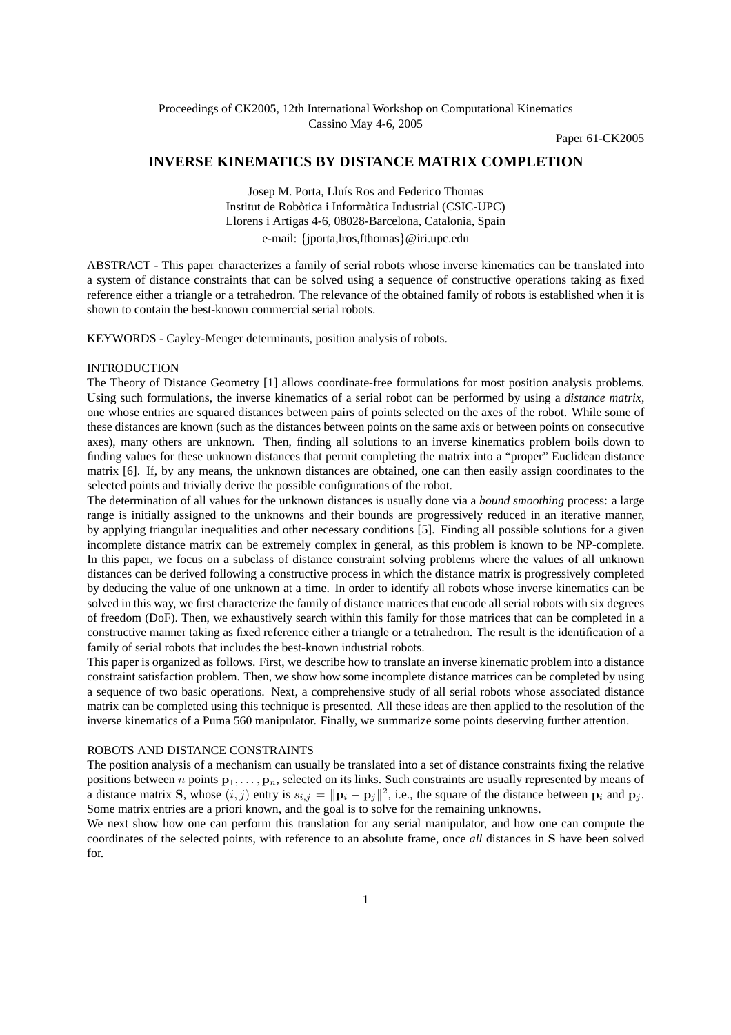Proceedings of CK2005, 12th International Workshop on Computational Kinematics
Cassino May 4-6, 2005

Paper 61-CK2005

# INVERSE KINEMATICS BY DISTANCE MATRIX COMPLETION

Josep M. Porta, Lluís Ros and Federico Thomas
Institut de Robòtica i Informàtica Industrial (CSIC-UPC)
Llorens i Artigas 4-6, 08028-Barcelona, Catalonia, Spain
e-mail: {jporta,lros,fthomas}@iri.upc.edu

ABSTRACT - This paper characterizes a family of serial robots whose inverse kinematics can be translated into a system of distance constraints that can be solved using a sequence of constructive operations taking as fixed reference either a triangle or a tetrahedron. The relevance of the obtained family of robots is established when it is shown to contain the best-known commercial serial robots.

KEYWORDS - Cayley-Menger determinants, position analysis of robots.

## INTRODUCTION

The Theory of Distance Geometry [1] allows coordinate-free formulations for most position analysis problems. Using such formulations, the inverse kinematics of a serial robot can be performed by using a *distance matrix*, one whose entries are squared distances between pairs of points selected on the axes of the robot. While some of these distances are known (such as the distances between points on the same axis or between points on consecutive axes), many others are unknown. Then, finding all solutions to an inverse kinematics problem boils down to finding values for these unknown distances that permit completing the matrix into a "proper" Euclidean distance matrix [6]. If, by any means, the unknown distances are obtained, one can then easily assign coordinates to the selected points and trivially derive the possible configurations of the robot.

The determination of all values for the unknown distances is usually done via a *bound smoothing* process: a large range is initially assigned to the unknowns and their bounds are progressively reduced in an iterative manner, by applying triangular inequalities and other necessary conditions [5]. Finding all possible solutions for a given incomplete distance matrix can be extremely complex in general, as this problem is known to be NP-complete. In this paper, we focus on a subclass of distance constraint solving problems where the values of all unknown distances can be derived following a constructive process in which the distance matrix is progressively completed by deducing the value of one unknown at a time. In order to identify all robots whose inverse kinematics can be solved in this way, we first characterize the family of distance matrices that encode all serial robots with six degrees of freedom (DoF). Then, we exhaustively search within this family for those matrices that can be completed in a constructive manner taking as fixed reference either a triangle or a tetrahedron. The result is the identification of a family of serial robots that includes the best-known industrial robots.

This paper is organized as follows. First, we describe how to translate an inverse kinematic problem into a distance constraint satisfaction problem. Then, we show how some incomplete distance matrices can be completed by using a sequence of two basic operations. Next, a comprehensive study of all serial robots whose associated distance matrix can be completed using this technique is presented. All these ideas are then applied to the resolution of the inverse kinematics of a Puma 560 manipulator. Finally, we summarize some points deserving further attention.

## ROBOTS AND DISTANCE CONSTRAINTS

The position analysis of a mechanism can usually be translated into a set of distance constraints fixing the relative positions between $n$ points $\mathbf{p}_1, \ldots, \mathbf{p}_n$, selected on its links. Such constraints are usually represented by means of a distance matrix $\mathbf{S}$, whose $(i, j)$ entry is $s_{i,j} = \|\mathbf{p}_i - \mathbf{p}_j\|^2$, i.e., the square of the distance between $\mathbf{p}_i$ and $\mathbf{p}_j$. Some matrix entries are a priori known, and the goal is to solve for the remaining unknowns.

We next show how one can perform this translation for any serial manipulator, and how one can compute the coordinates of the selected points, with reference to an absolute frame, once *all* distances in $\mathbf{S}$ have been solved for.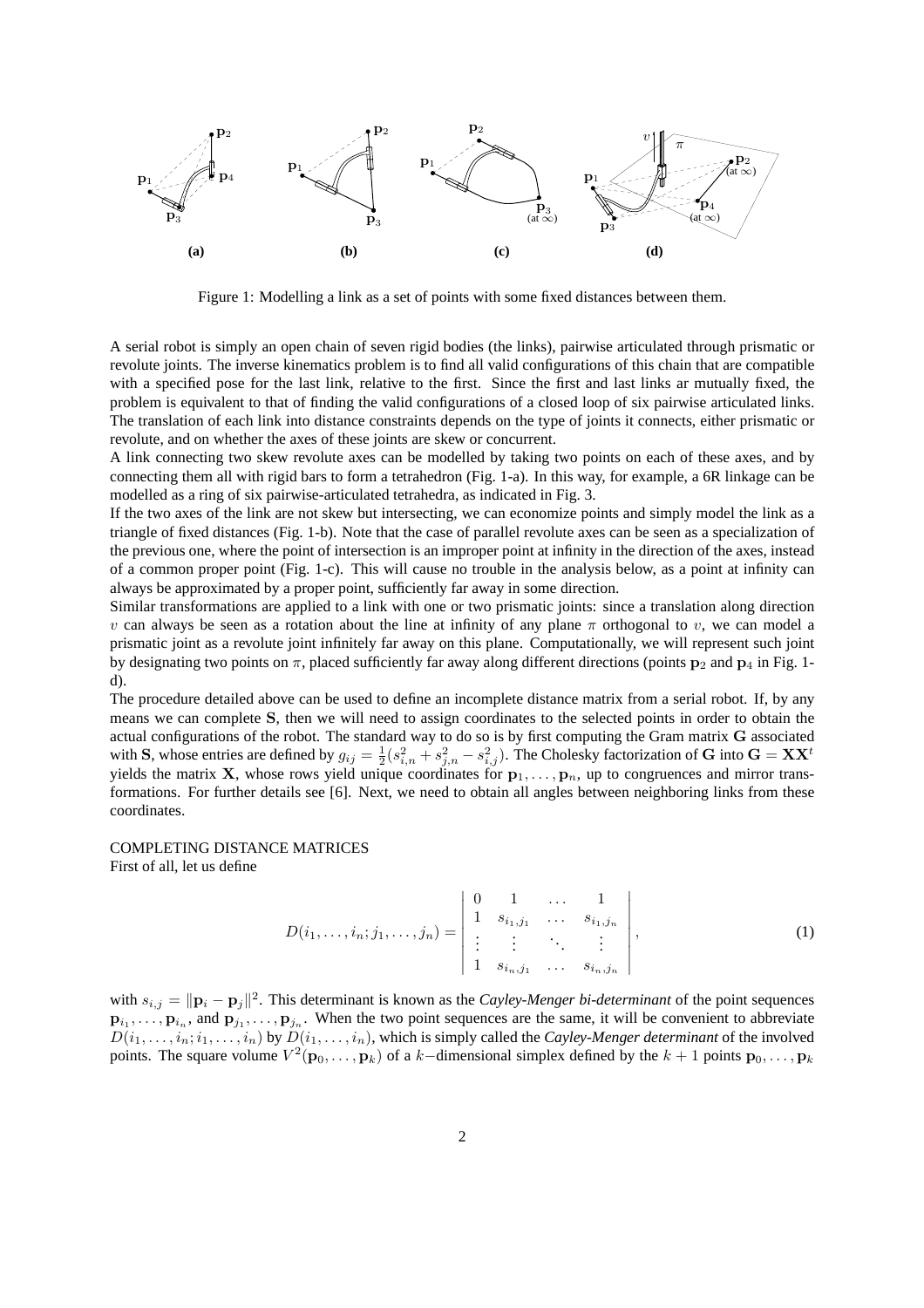Figure 1: Modelling a link as a set of points with some fixed distances between them.

A serial robot is simply an open chain of seven rigid bodies (the links), pairwise articulated through prismatic or revolute joints. The inverse kinematics problem is to find all valid configurations of this chain that are compatible with a specified pose for the last link, relative to the first. Since the first and last links ar mutually fixed, the problem is equivalent to that of finding the valid configurations of a closed loop of six pairwise articulated links. The translation of each link into distance constraints depends on the type of joints it connects, either prismatic or revolute, and on whether the axes of these joints are skew or concurrent.

A link connecting two skew revolute axes can be modelled by taking two points on each of these axes, and by connecting them all with rigid bars to form a tetrahedron (Fig. 1-a). In this way, for example, a 6R linkage can be modelled as a ring of six pairwise-articulated tetrahedra, as indicated in Fig. 3.

If the two axes of the link are not skew but intersecting, we can economize points and simply model the link as a triangle of fixed distances (Fig. 1-b). Note that the case of parallel revolute axes can be seen as a specialization of the previous one, where the point of intersection is an improper point at infinity in the direction of the axes, instead of a common proper point (Fig. 1-c). This will cause no trouble in the analysis below, as a point at infinity can always be approximated by a proper point, sufficiently far away in some direction.

Similar transformations are applied to a link with one or two prismatic joints: since a translation along direction $v$ can always be seen as a rotation about the line at infinity of any plane $\pi$ orthogonal to $v$, we can model a prismatic joint as a revolute joint infinitely far away on this plane. Computationally, we will represent such joint by designating two points on $\pi$, placed sufficiently far away along different directions (points $\mathbf{p}_2$ and $\mathbf{p}_4$ in Fig. 1-d).

The procedure detailed above can be used to define an incomplete distance matrix from a serial robot. If, by any means we can complete $\mathbf{S}$, then we will need to assign coordinates to the selected points in order to obtain the actual configurations of the robot. The standard way to do so is by first computing the Gram matrix $\mathbf{G}$ associated with $\mathbf{S}$, whose entries are defined by $g_{ij} = \frac{1}{2}(s_{i,n}^2 + s_{j,n}^2 - s_{i,j}^2)$. The Cholesky factorization of $\mathbf{G}$ into $\mathbf{G} = \mathbf{X}\mathbf{X}^t$ yields the matrix $\mathbf{X}$, whose rows yield unique coordinates for $\mathbf{p}_1, \ldots, \mathbf{p}_n$, up to congruences and mirror transformations. For further details see [6]. Next, we need to obtain all angles between neighboring links from these coordinates.

## COMPLETING DISTANCE MATRICES

First of all, let us define

$$
D(i_1, \ldots, i_n; j_1, \ldots, j_n) = \begin{vmatrix} 0 & 1 & \ldots & 1 \\ 1 & s_{i_1,j_1} & \ldots & s_{i_1,j_n} \\ \vdots & \vdots & \ddots & \vdots \\ 1 & s_{i_n,j_1} & \ldots & s_{i_n,j_n} \end{vmatrix}, \tag{1}
$$

with $s_{i,j} = \|\mathbf{p}_i - \mathbf{p}_j\|^2$. This determinant is known as the *Cayley-Menger bi-determinant* of the point sequences $\mathbf{p}_{i_1}, \ldots, \mathbf{p}_{i_n}$, and $\mathbf{p}_{j_1}, \ldots, \mathbf{p}_{j_n}$. When the two point sequences are the same, it will be convenient to abbreviate $D(i_1, \ldots, i_n; i_1, \ldots, i_n)$ by $D(i_1, \ldots, i_n)$, which is simply called the *Cayley-Menger determinant* of the involved points. The square volume $V^2(\mathbf{p}_0, \ldots, \mathbf{p}_k)$ of a $k-$dimensional simplex defined by the $k+1$ points $\mathbf{p}_0, \ldots, \mathbf{p}_k$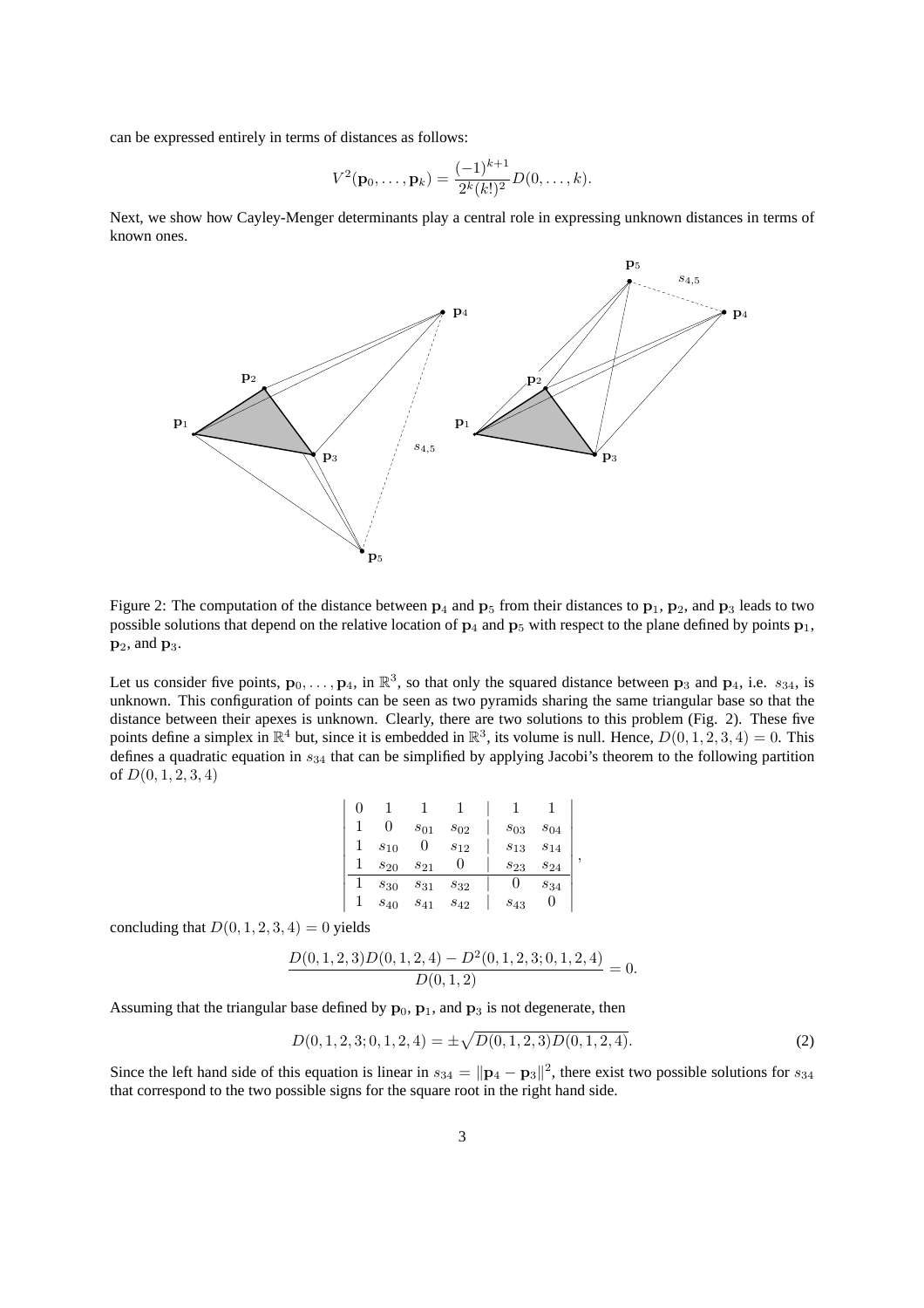can be expressed entirely in terms of distances as follows:

$$V^2(\mathbf{p}_0, \ldots, \mathbf{p}_k) = \frac{(-1)^{k+1}}{2^k (k!)^2} D(0, \ldots, k).$$

Next, we show how Cayley-Menger determinants play a central role in expressing unknown distances in terms of known ones.

Figure 2: The computation of the distance between $\mathbf{p}_4$ and $\mathbf{p}_5$ from their distances to $\mathbf{p}_1$, $\mathbf{p}_2$, and $\mathbf{p}_3$ leads to two possible solutions that depend on the relative location of $\mathbf{p}_4$ and $\mathbf{p}_5$ with respect to the plane defined by points $\mathbf{p}_1$, $\mathbf{p}_2$, and $\mathbf{p}_3$.

Let us consider five points, $\mathbf{p}_0, \ldots, \mathbf{p}_4$, in $\mathbb{R}^3$, so that only the squared distance between $\mathbf{p}_3$ and $\mathbf{p}_4$, i.e. $s_{34}$, is unknown. This configuration of points can be seen as two pyramids sharing the same triangular base so that the distance between their apexes is unknown. Clearly, there are two solutions to this problem (Fig. 2). These five points define a simplex in $\mathbb{R}^4$ but, since it is embedded in $\mathbb{R}^3$, its volume is null. Hence, $D(0, 1, 2, 3, 4) = 0$. This defines a quadratic equation in $s_{34}$ that can be simplified by applying Jacobi's theorem to the following partition of $D(0, 1, 2, 3, 4)$

$$\left|\begin{array}{cccc|cc}
0 & 1 & 1 & 1 & 1 & 1 \\
1 & 0 & s_{01} & s_{02} & s_{03} & s_{04} \\
1 & s_{10} & 0 & s_{12} & s_{13} & s_{14} \\
1 & s_{20} & s_{21} & 0 & s_{23} & s_{24} \\
\hline
1 & s_{30} & s_{31} & s_{32} & 0 & s_{34} \\
1 & s_{40} & s_{41} & s_{42} & s_{43} & 0
\end{array}\right|,$$

concluding that $D(0, 1, 2, 3, 4) = 0$ yields

$$\frac{D(0, 1, 2, 3) D(0, 1, 2, 4) - D^2(0, 1, 2, 3; 0, 1, 2, 4)}{D(0, 1, 2)} = 0.$$

Assuming that the triangular base defined by $\mathbf{p}_0$, $\mathbf{p}_1$, and $\mathbf{p}_3$ is not degenerate, then

$$D(0, 1, 2, 3; 0, 1, 2, 4) = \pm\sqrt{D(0, 1, 2, 3) D(0, 1, 2, 4)}. \tag{2}$$

Since the left hand side of this equation is linear in $s_{34} = \|\mathbf{p}_4 - \mathbf{p}_3\|^2$, there exist two possible solutions for $s_{34}$ that correspond to the two possible signs for the square root in the right hand side.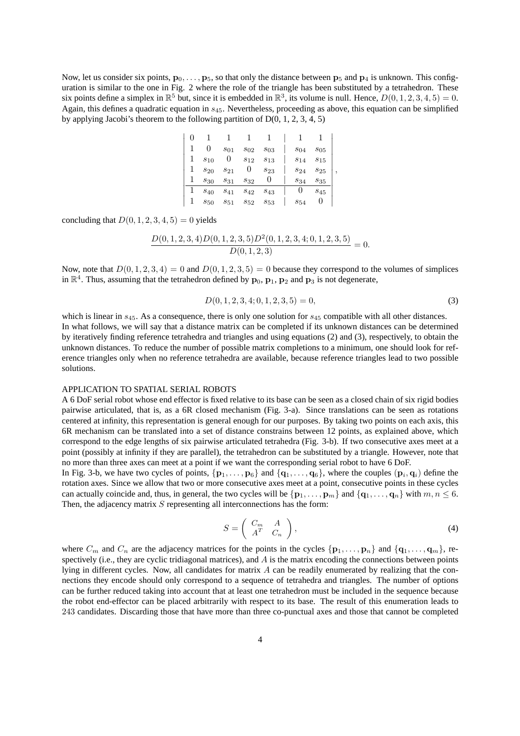Now, let us consider six points, $\mathbf{p}_0, \ldots, \mathbf{p}_5$, so that only the distance between $\mathbf{p}_5$ and $\mathbf{p}_4$ is unknown. This configuration is similar to the one in Fig. 2 where the role of the triangle has been substituted by a tetrahedron. These six points define a simplex in $\mathbb{R}^5$ but, since it is embedded in $\mathbb{R}^3$, its volume is null. Hence, $D(0,1,2,3,4,5) = 0$. Again, this defines a quadratic equation in $s_{45}$. Nevertheless, proceeding as above, this equation can be simplified by applying Jacobi's theorem to the following partition of D(0, 1, 2, 3, 4, 5)

$$
\left|\begin{array}{ccccc|cc}
0 & 1 & 1 & 1 & 1 & 1 & 1 \\
1 & 0 & s_{01} & s_{02} & s_{03} & s_{04} & s_{05} \\
1 & s_{10} & 0 & s_{12} & s_{13} & s_{14} & s_{15} \\
1 & s_{20} & s_{21} & 0 & s_{23} & s_{24} & s_{25} \\
1 & s_{30} & s_{31} & s_{32} & 0 & s_{34} & s_{35} \\
\hline
1 & s_{40} & s_{41} & s_{42} & s_{43} & 0 & s_{45} \\
1 & s_{50} & s_{51} & s_{52} & s_{53} & s_{54} & 0
\end{array}\right|,
$$

concluding that $D(0,1,2,3,4,5) = 0$ yields

$$
\frac{D(0,1,2,3,4)D(0,1,2,3,5)D^2(0,1,2,3,4;0,1,2,3,5)}{D(0,1,2,3)} = 0.
$$

Now, note that $D(0,1,2,3,4) = 0$ and $D(0,1,2,3,5) = 0$ because they correspond to the volumes of simplices in $\mathbb{R}^4$. Thus, assuming that the tetrahedron defined by $\mathbf{p}_0$, $\mathbf{p}_1$, $\mathbf{p}_2$ and $\mathbf{p}_3$ is not degenerate,

$$
D(0,1,2,3,4;0,1,2,3,5) = 0, \tag{3}
$$

which is linear in $s_{45}$. As a consequence, there is only one solution for $s_{45}$ compatible with all other distances.

In what follows, we will say that a distance matrix can be completed if its unknown distances can be determined by iteratively finding reference tetrahedra and triangles and using equations (2) and (3), respectively, to obtain the unknown distances. To reduce the number of possible matrix completions to a minimum, one should look for reference triangles only when no reference tetrahedra are available, because reference triangles lead to two possible solutions.

## APPLICATION TO SPATIAL SERIAL ROBOTS

A 6 DoF serial robot whose end effector is fixed relative to its base can be seen as a closed chain of six rigid bodies pairwise articulated, that is, as a 6R closed mechanism (Fig. 3-a). Since translations can be seen as rotations centered at infinity, this representation is general enough for our purposes. By taking two points on each axis, this 6R mechanism can be translated into a set of distance constrains between 12 points, as explained above, which correspond to the edge lengths of six pairwise articulated tetrahedra (Fig. 3-b). If two consecutive axes meet at a point (possibly at infinity if they are parallel), the tetrahedron can be substituted by a triangle. However, note that no more than three axes can meet at a point if we want the corresponding serial robot to have 6 DoF.

In Fig. 3-b, we have two cycles of points, $\{\mathbf{p}_1, \ldots, \mathbf{p}_6\}$ and $\{\mathbf{q}_1, \ldots, \mathbf{q}_6\}$, where the couples $(\mathbf{p}_i, \mathbf{q}_i)$ define the rotation axes. Since we allow that two or more consecutive axes meet at a point, consecutive points in these cycles can actually coincide and, thus, in general, the two cycles will be $\{\mathbf{p}_1, \ldots, \mathbf{p}_m\}$ and $\{\mathbf{q}_1, \ldots, \mathbf{q}_n\}$ with $m, n \leq 6$. Then, the adjacency matrix $S$ representing all interconnections has the form:

$$
S = \begin{pmatrix} C_m & A \\ A^T & C_n \end{pmatrix}, \tag{4}
$$

where $C_m$ and $C_n$ are the adjacency matrices for the points in the cycles $\{\mathbf{p}_1, \ldots, \mathbf{p}_n\}$ and $\{\mathbf{q}_1, \ldots, \mathbf{q}_m\}$, respectively (i.e., they are cyclic tridiagonal matrices), and $A$ is the matrix encoding the connections between points lying in different cycles. Now, all candidates for matrix $A$ can be readily enumerated by realizing that the connections they encode should only correspond to a sequence of tetrahedra and triangles. The number of options can be further reduced taking into account that at least one tetrahedron must be included in the sequence because the robot end-effector can be placed arbitrarily with respect to its base. The result of this enumeration leads to 243 candidates. Discarding those that have more than three co-punctual axes and those that cannot be completed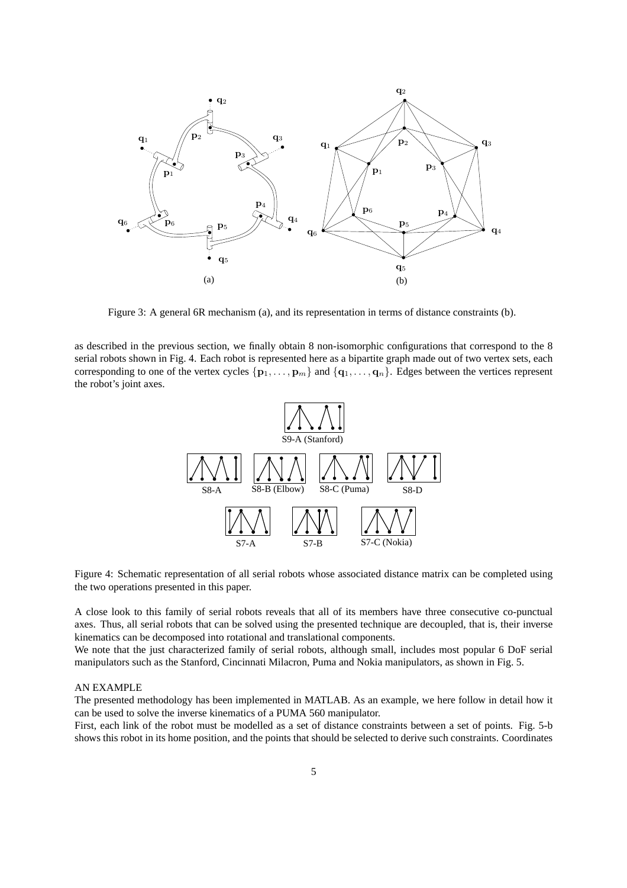Figure 3: A general 6R mechanism (a), and its representation in terms of distance constraints (b).

as described in the previous section, we finally obtain 8 non-isomorphic configurations that correspond to the 8 serial robots shown in Fig. 4. Each robot is represented here as a bipartite graph made out of two vertex sets, each corresponding to one of the vertex cycles $\{\mathbf{p}_1, \ldots, \mathbf{p}_m\}$ and $\{\mathbf{q}_1, \ldots, \mathbf{q}_n\}$. Edges between the vertices represent the robot's joint axes.

Figure 4: Schematic representation of all serial robots whose associated distance matrix can be completed using the two operations presented in this paper.

A close look to this family of serial robots reveals that all of its members have three consecutive co-punctual axes. Thus, all serial robots that can be solved using the presented technique are decoupled, that is, their inverse kinematics can be decomposed into rotational and translational components.

We note that the just characterized family of serial robots, although small, includes most popular 6 DoF serial manipulators such as the Stanford, Cincinnati Milacron, Puma and Nokia manipulators, as shown in Fig. 5.

## AN EXAMPLE

The presented methodology has been implemented in MATLAB. As an example, we here follow in detail how it can be used to solve the inverse kinematics of a PUMA 560 manipulator.

First, each link of the robot must be modelled as a set of distance constraints between a set of points. Fig. 5-b shows this robot in its home position, and the points that should be selected to derive such constraints. Coordinates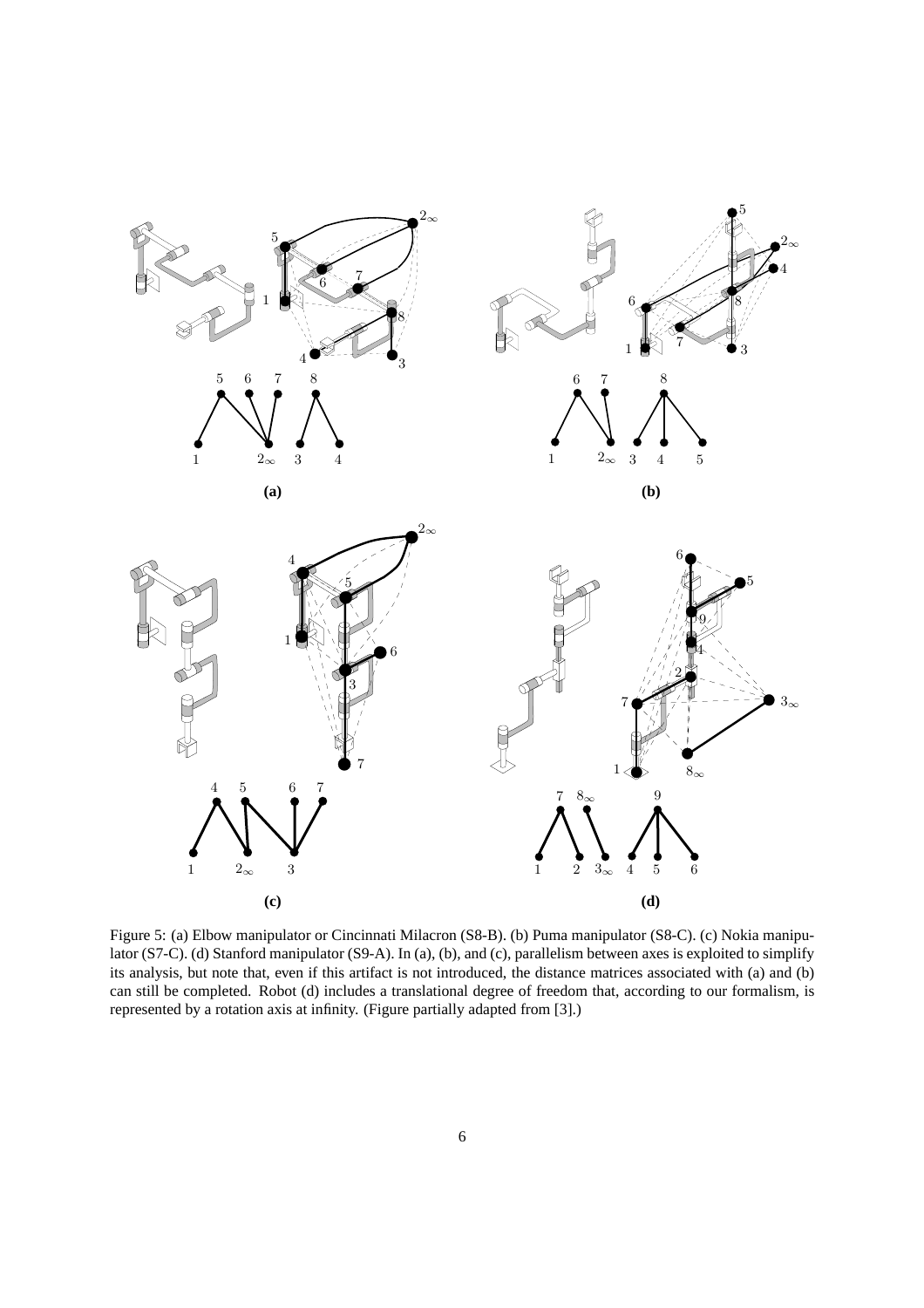Figure 5: (a) Elbow manipulator or Cincinnati Milacron (S8-B). (b) Puma manipulator (S8-C). (c) Nokia manipulator (S7-C). (d) Stanford manipulator (S9-A). In (a), (b), and (c), parallelism between axes is exploited to simplify its analysis, but note that, even if this artifact is not introduced, the distance matrices associated with (a) and (b) can still be completed. Robot (d) includes a translational degree of freedom that, according to our formalism, is represented by a rotation axis at infinity. (Figure partially adapted from [3].)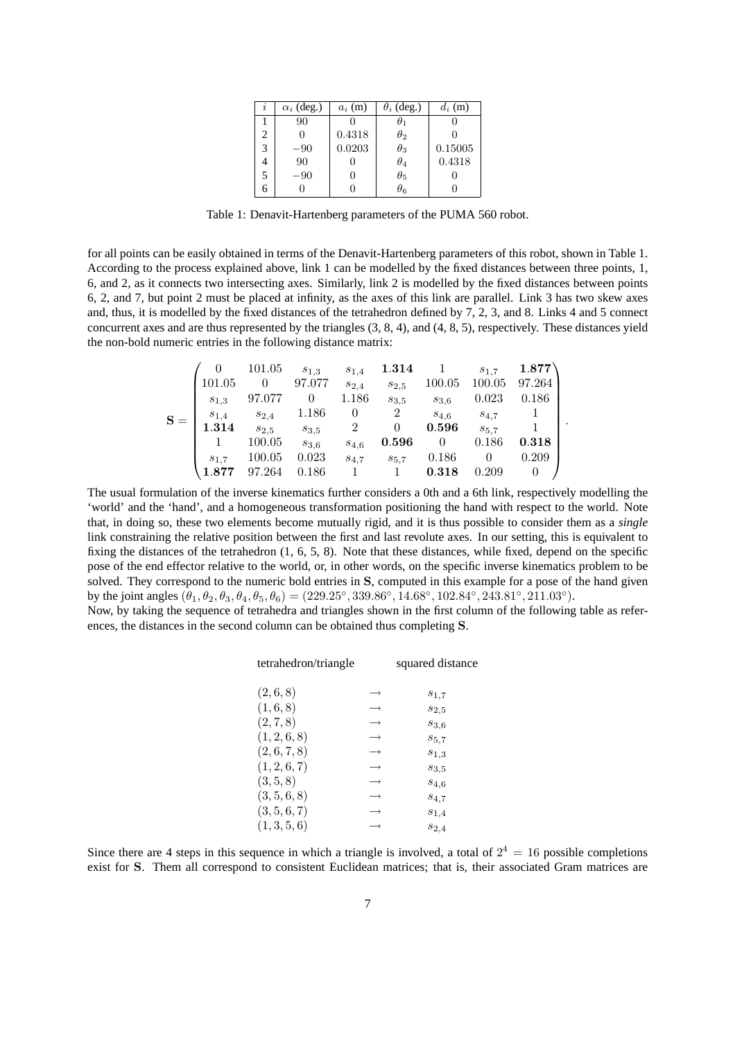| $i$ | $\alpha_i$ (deg.) | $a_i$ (m) | $\theta_i$ (deg.) | $d_i$ (m) |
|---|---|---|---|---|
| 1 | 90 | 0 | $\theta_1$ | 0 |
| 2 | 0 | 0.4318 | $\theta_2$ | 0 |
| 3 | $-90$ | 0.0203 | $\theta_3$ | 0.15005 |
| 4 | 90 | 0 | $\theta_4$ | 0.4318 |
| 5 | $-90$ | 0 | $\theta_5$ | 0 |
| 6 | 0 | 0 | $\theta_6$ | 0 |

Table 1: Denavit-Hartenberg parameters of the PUMA 560 robot.

for all points can be easily obtained in terms of the Denavit-Hartenberg parameters of this robot, shown in Table 1. According to the process explained above, link 1 can be modelled by the fixed distances between three points, 1, 6, and 2, as it connects two intersecting axes. Similarly, link 2 is modelled by the fixed distances between points 6, 2, and 7, but point 2 must be placed at infinity, as the axes of this link are parallel. Link 3 has two skew axes and, thus, it is modelled by the fixed distances of the tetrahedron defined by 7, 2, 3, and 8. Links 4 and 5 connect concurrent axes and are thus represented by the triangles (3, 8, 4), and (4, 8, 5), respectively. These distances yield the non-bold numeric entries in the following distance matrix:

$$\mathbf{S} = \begin{pmatrix} 0 & 101.05 & s_{1,3} & s_{1,4} & \mathbf{1.314} & 1 & s_{1,7} & \mathbf{1.877} \\ 101.05 & 0 & 97.077 & s_{2,4} & s_{2,5} & 100.05 & 100.05 & 97.264 \\ s_{1,3} & 97.077 & 0 & 1.186 & s_{3,5} & s_{3,6} & 0.023 & 0.186 \\ s_{1,4} & s_{2,4} & 1.186 & 0 & 2 & s_{4,6} & s_{4,7} & 1 \\ \mathbf{1.314} & s_{2,5} & s_{3,5} & 2 & 0 & \mathbf{0.596} & s_{5,7} & 1 \\ 1 & 100.05 & s_{3,6} & s_{4,6} & \mathbf{0.596} & 0 & 0.186 & \mathbf{0.318} \\ s_{1,7} & 100.05 & 0.023 & s_{4,7} & s_{5,7} & 0.186 & 0 & 0.209 \\ \mathbf{1.877} & 97.264 & 0.186 & 1 & 1 & \mathbf{0.318} & 0.209 & 0 \end{pmatrix}.$$

The usual formulation of the inverse kinematics further considers a 0th and a 6th link, respectively modelling the 'world' and the 'hand', and a homogeneous transformation positioning the hand with respect to the world. Note that, in doing so, these two elements become mutually rigid, and it is thus possible to consider them as a *single* link constraining the relative position between the first and last revolute axes. In our setting, this is equivalent to fixing the distances of the tetrahedron (1, 6, 5, 8). Note that these distances, while fixed, depend on the specific pose of the end effector relative to the world, or, in other words, on the specific inverse kinematics problem to be solved. They correspond to the numeric bold entries in $\mathbf{S}$, computed in this example for a pose of the hand given by the joint angles $(\theta_1, \theta_2, \theta_3, \theta_4, \theta_5, \theta_6) = (229.25^\circ, 339.86^\circ, 14.68^\circ, 102.84^\circ, 243.81^\circ, 211.03^\circ)$.

Now, by taking the sequence of tetrahedra and triangles shown in the first column of the following table as references, the distances in the second column can be obtained thus completing $\mathbf{S}$.

| tetrahedron/triangle | | squared distance |
|---|---|---|
| $(2, 6, 8)$ | $\rightarrow$ | $s_{1,7}$ |
| $(1, 6, 8)$ | $\rightarrow$ | $s_{2,5}$ |
| $(2, 7, 8)$ | $\rightarrow$ | $s_{3,6}$ |
| $(1, 2, 6, 8)$ | $\rightarrow$ | $s_{5,7}$ |
| $(2, 6, 7, 8)$ | $\rightarrow$ | $s_{1,3}$ |
| $(1, 2, 6, 7)$ | $\rightarrow$ | $s_{3,5}$ |
| $(3, 5, 8)$ | $\rightarrow$ | $s_{4,6}$ |
| $(3, 5, 6, 8)$ | $\rightarrow$ | $s_{4,7}$ |
| $(3, 5, 6, 7)$ | $\rightarrow$ | $s_{1,4}$ |
| $(1, 3, 5, 6)$ | $\rightarrow$ | $s_{2,4}$ |

Since there are 4 steps in this sequence in which a triangle is involved, a total of $2^4 = 16$ possible completions exist for $\mathbf{S}$. Them all correspond to consistent Euclidean matrices; that is, their associated Gram matrices are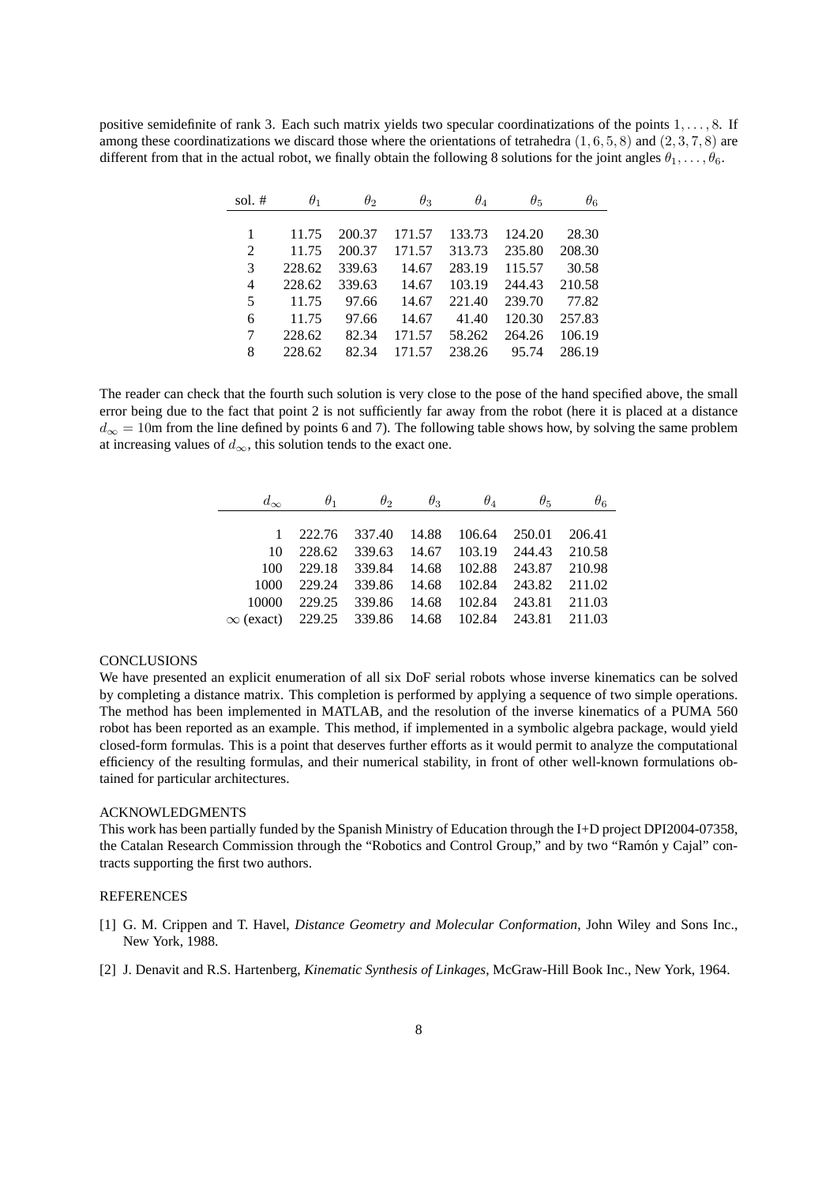positive semidefinite of rank 3. Each such matrix yields two specular coordinatizations of the points $1, \ldots, 8$. If among these coordinatizations we discard those where the orientations of tetrahedra $(1, 6, 5, 8)$ and $(2, 3, 7, 8)$ are different from that in the actual robot, we finally obtain the following 8 solutions for the joint angles $\theta_1, \ldots, \theta_6$.

| sol. # | $\theta_1$ | $\theta_2$ | $\theta_3$ | $\theta_4$ | $\theta_5$ | $\theta_6$ |
|---|---|---|---|---|---|---|
| 1 | 11.75 | 200.37 | 171.57 | 133.73 | 124.20 | 28.30 |
| 2 | 11.75 | 200.37 | 171.57 | 313.73 | 235.80 | 208.30 |
| 3 | 228.62 | 339.63 | 14.67 | 283.19 | 115.57 | 30.58 |
| 4 | 228.62 | 339.63 | 14.67 | 103.19 | 244.43 | 210.58 |
| 5 | 11.75 | 97.66 | 14.67 | 221.40 | 239.70 | 77.82 |
| 6 | 11.75 | 97.66 | 14.67 | 41.40 | 120.30 | 257.83 |
| 7 | 228.62 | 82.34 | 171.57 | 58.262 | 264.26 | 106.19 |
| 8 | 228.62 | 82.34 | 171.57 | 238.26 | 95.74 | 286.19 |

The reader can check that the fourth such solution is very close to the pose of the hand specified above, the small error being due to the fact that point 2 is not sufficiently far away from the robot (here it is placed at a distance $d_\infty = 10$m from the line defined by points 6 and 7). The following table shows how, by solving the same problem at increasing values of $d_\infty$, this solution tends to the exact one.

| $d_\infty$ | $\theta_1$ | $\theta_2$ | $\theta_3$ | $\theta_4$ | $\theta_5$ | $\theta_6$ |
|---|---|---|---|---|---|---|
| 1 | 222.76 | 337.40 | 14.88 | 106.64 | 250.01 | 206.41 |
| 10 | 228.62 | 339.63 | 14.67 | 103.19 | 244.43 | 210.58 |
| 100 | 229.18 | 339.84 | 14.68 | 102.88 | 243.87 | 210.98 |
| 1000 | 229.24 | 339.86 | 14.68 | 102.84 | 243.82 | 211.02 |
| 10000 | 229.25 | 339.86 | 14.68 | 102.84 | 243.81 | 211.03 |
| $\infty$ (exact) | 229.25 | 339.86 | 14.68 | 102.84 | 243.81 | 211.03 |

## CONCLUSIONS

We have presented an explicit enumeration of all six DoF serial robots whose inverse kinematics can be solved by completing a distance matrix. This completion is performed by applying a sequence of two simple operations. The method has been implemented in MATLAB, and the resolution of the inverse kinematics of a PUMA 560 robot has been reported as an example. This method, if implemented in a symbolic algebra package, would yield closed-form formulas. This is a point that deserves further efforts as it would permit to analyze the computational efficiency of the resulting formulas, and their numerical stability, in front of other well-known formulations obtained for particular architectures.

## ACKNOWLEDGMENTS

This work has been partially funded by the Spanish Ministry of Education through the I+D project DPI2004-07358, the Catalan Research Commission through the "Robotics and Control Group," and by two "Ramón y Cajal" contracts supporting the first two authors.

## REFERENCES

[1] G. M. Crippen and T. Havel, *Distance Geometry and Molecular Conformation*, John Wiley and Sons Inc., New York, 1988.

[2] J. Denavit and R.S. Hartenberg, *Kinematic Synthesis of Linkages*, McGraw-Hill Book Inc., New York, 1964.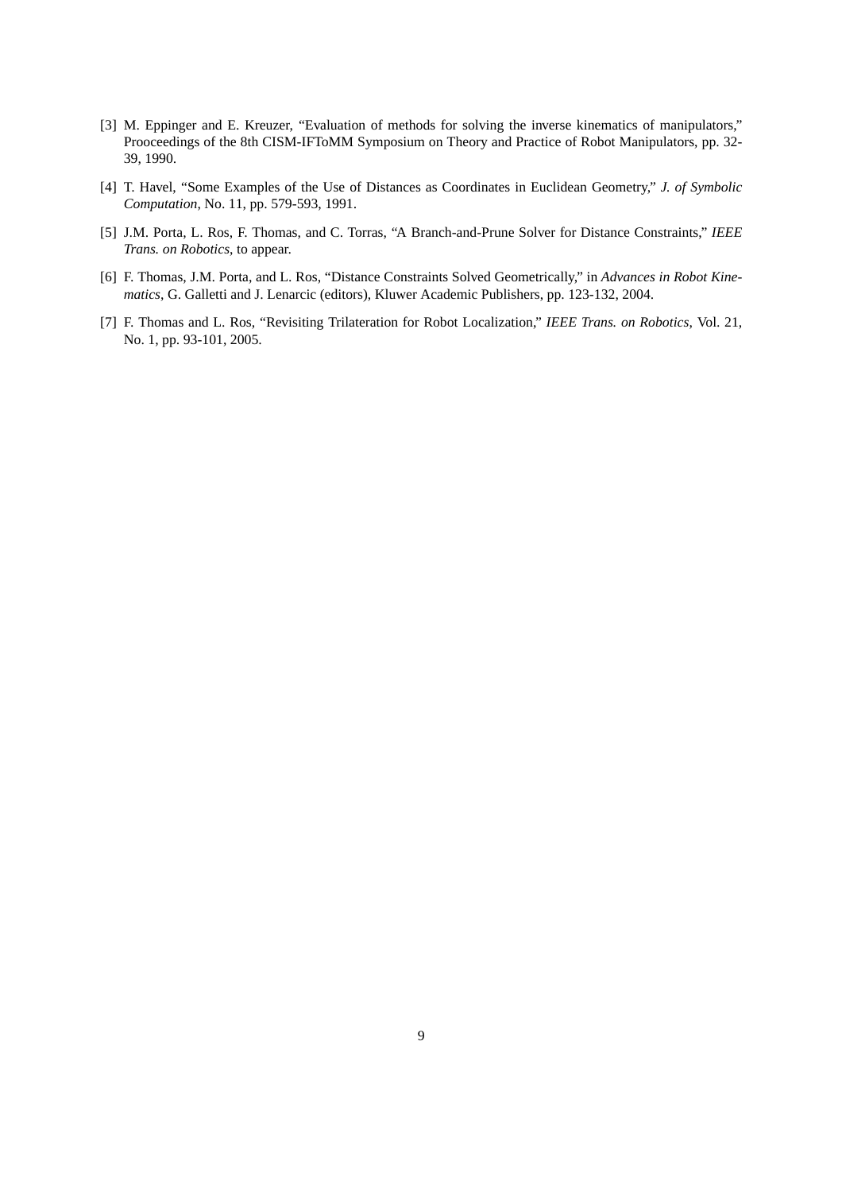[3] M. Eppinger and E. Kreuzer, "Evaluation of methods for solving the inverse kinematics of manipulators," Prooceedings of the 8th CISM-IFToMM Symposium on Theory and Practice of Robot Manipulators, pp. 32-39, 1990.

[4] T. Havel, "Some Examples of the Use of Distances as Coordinates in Euclidean Geometry," *J. of Symbolic Computation*, No. 11, pp. 579-593, 1991.

[5] J.M. Porta, L. Ros, F. Thomas, and C. Torras, "A Branch-and-Prune Solver for Distance Constraints," *IEEE Trans. on Robotics*, to appear.

[6] F. Thomas, J.M. Porta, and L. Ros, "Distance Constraints Solved Geometrically," in *Advances in Robot Kinematics*, G. Galletti and J. Lenarcic (editors), Kluwer Academic Publishers, pp. 123-132, 2004.

[7] F. Thomas and L. Ros, "Revisiting Trilateration for Robot Localization," *IEEE Trans. on Robotics*, Vol. 21, No. 1, pp. 93-101, 2005.